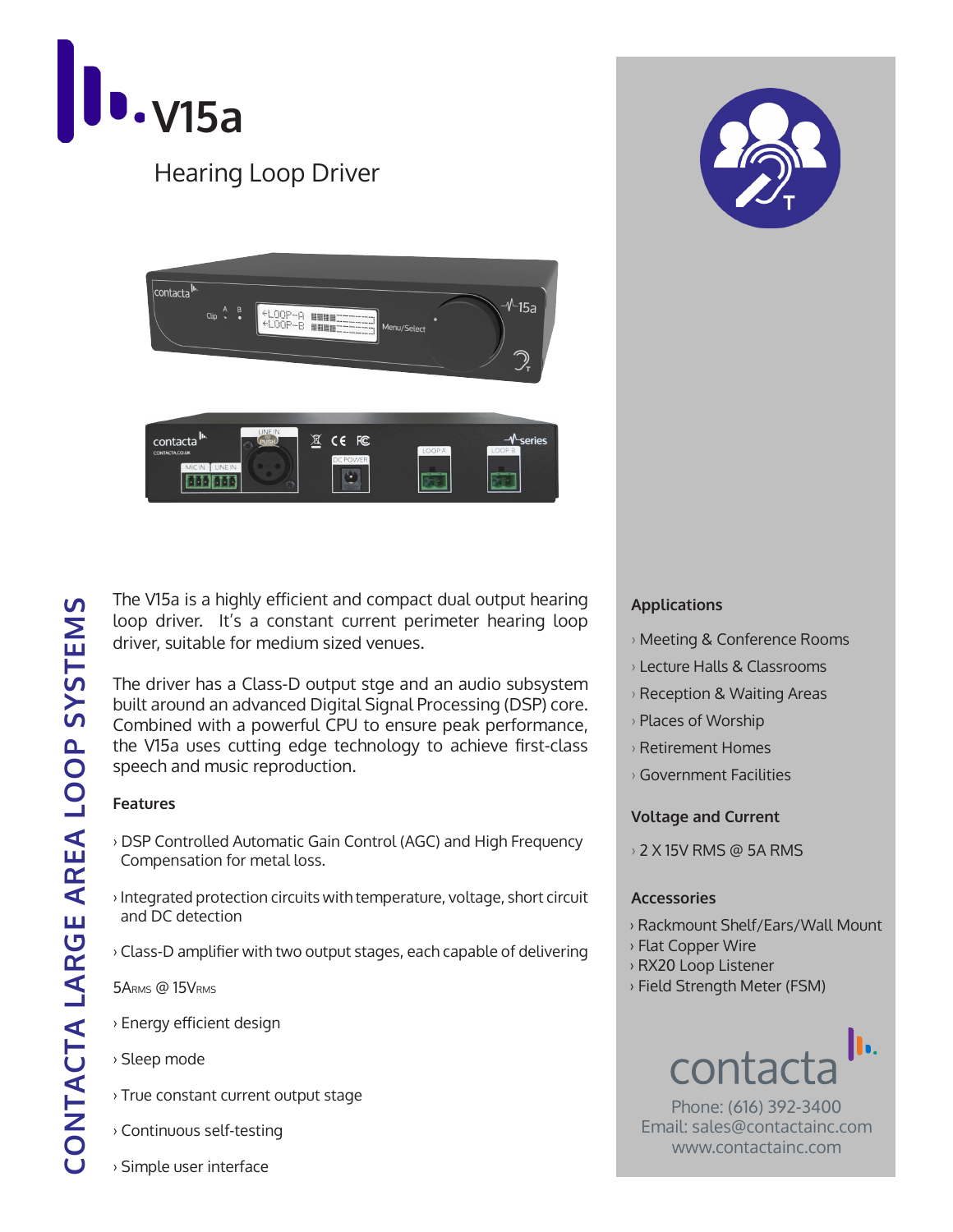# V15a

## Hearing Loop Driver

CONTACTA LARGE AREA LOOP SYSTEMS

The V15a is a highly efficient and compact dual output hearing loop driver. It's a constant current perimeter hearing loop driver, suitable for medium sized venues.

The driver has a Class-D output stge and an audio subsystem built around an advanced Digital Signal Processing (DSP) core. Combined with a powerful CPU to ensure peak performance, the V15a uses cutting edge technology to achieve first-class speech and music reproduction.

### Features

› DSP Controlled Automatic Gain Control (AGC) and High Frequency Compensation for metal loss.

› Integrated protection circuits with temperature, voltage, short circuit and DC detection

› Class-D amplifier with two output stages, each capable of delivering

5ARMS @ 15VRMS

› Energy efficient design

› Sleep mode

› True constant current output stage

› Continuous self-testing

› Simple user interface

### Applications

› Meeting & Conference Rooms
› Lecture Halls & Classrooms
› Reception & Waiting Areas
› Places of Worship
› Retirement Homes
› Government Facilities

### Voltage and Current

› 2 X 15V RMS @ 5A RMS

### Accessories

› Rackmount Shelf/Ears/Wall Mount
› Flat Copper Wire
› RX20 Loop Listener
› Field Strength Meter (FSM)

contacta

Phone: (616) 392-3400
Email: sales@contactainc.com
www.contactainc.com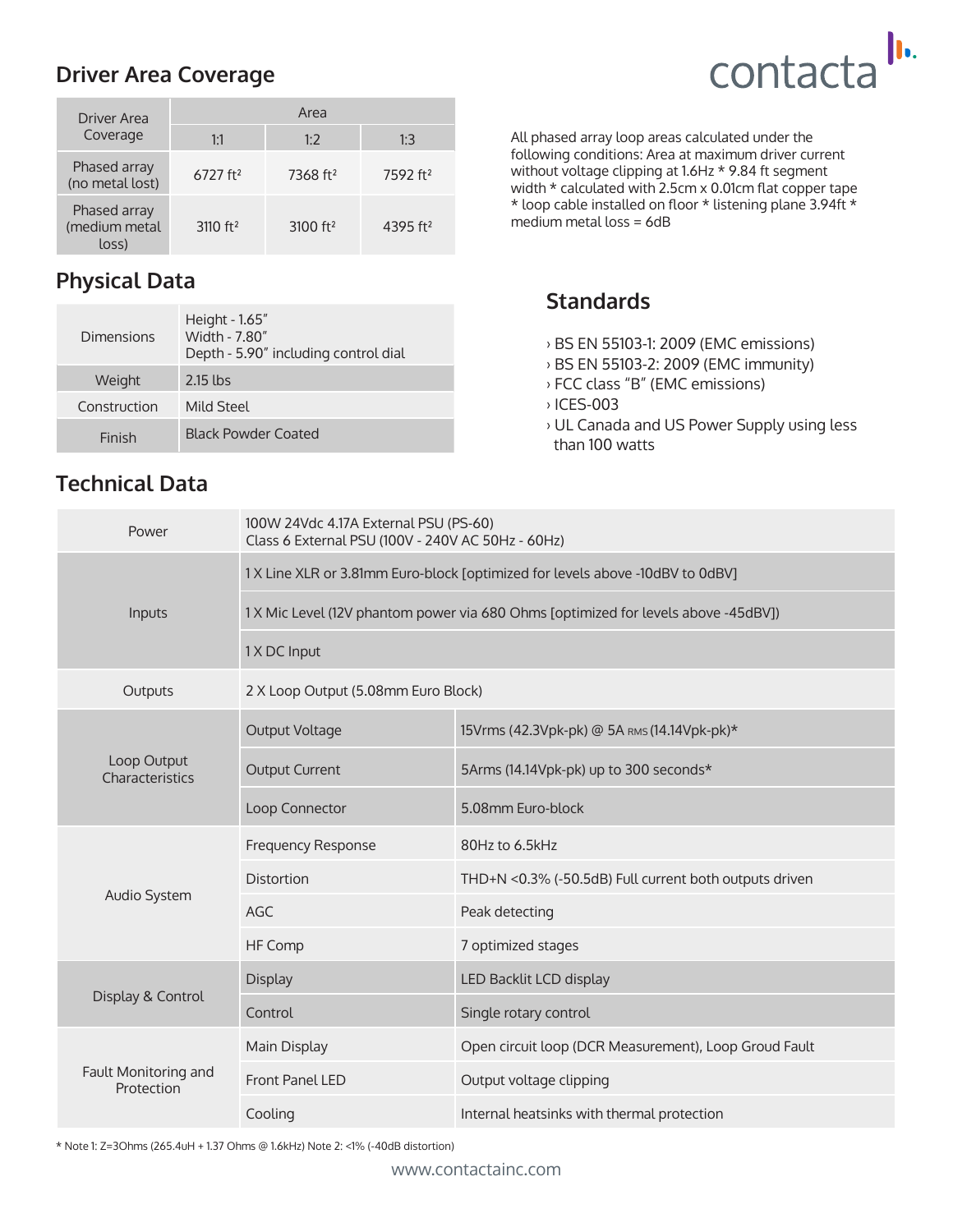## Driver Area Coverage

| Driver Area Coverage | Area | | |
|---|---|---|---|
| | 1:1 | 1:2 | 1:3 |
| Phased array (no metal lost) | 6727 ft² | 7368 ft² | 7592 ft² |
| Phased array (medium metal loss) | 3110 ft² | 3100 ft² | 4395 ft² |

All phased array loop areas calculated under the following conditions: Area at maximum driver current without voltage clipping at 1.6Hz * 9.84 ft segment width * calculated with 2.5cm x 0.01cm flat copper tape * loop cable installed on floor * listening plane 3.94ft * medium metal loss = 6dB

## Physical Data

| | |
|---|---|
| Dimensions | Height - 1.65″<br>Width - 7.80″<br>Depth - 5.90″ including control dial |
| Weight | 2.15 lbs |
| Construction | Mild Steel |
| Finish | Black Powder Coated |

## Standards

- BS EN 55103-1: 2009 (EMC emissions)
- BS EN 55103-2: 2009 (EMC immunity)
- FCC class "B" (EMC emissions)
- ICES-003
- UL Canada and US Power Supply using less than 100 watts

## Technical Data

| | | |
|---|---|---|
| Power | 100W 24Vdc 4.17A External PSU (PS-60)<br>Class 6 External PSU (100V - 240V AC 50Hz - 60Hz) | |
| Inputs | 1 X Line XLR or 3.81mm Euro-block [optimized for levels above -10dBV to 0dBV] | |
| | 1 X Mic Level (12V phantom power via 680 Ohms [optimized for levels above -45dBV]) | |
| | 1 X DC Input | |
| Outputs | 2 X Loop Output (5.08mm Euro Block) | |
| Loop Output Characteristics | Output Voltage | 15Vrms (42.3Vpk-pk) @ 5A RMS (14.14Vpk-pk)* |
| | Output Current | 5Arms (14.14Vpk-pk) up to 300 seconds* |
| | Loop Connector | 5.08mm Euro-block |
| Audio System | Frequency Response | 80Hz to 6.5kHz |
| | Distortion | THD+N <0.3% (-50.5dB) Full current both outputs driven |
| | AGC | Peak detecting |
| | HF Comp | 7 optimized stages |
| Display & Control | Display | LED Backlit LCD display |
| | Control | Single rotary control |
| Fault Monitoring and Protection | Main Display | Open circuit loop (DCR Measurement), Loop Groud Fault |
| | Front Panel LED | Output voltage clipping |
| | Cooling | Internal heatsinks with thermal protection |

* Note 1: Z=3Ohms (265.4uH + 1.37 Ohms @ 1.6kHz) Note 2: <1% (-40dB distortion)

www.contactainc.com